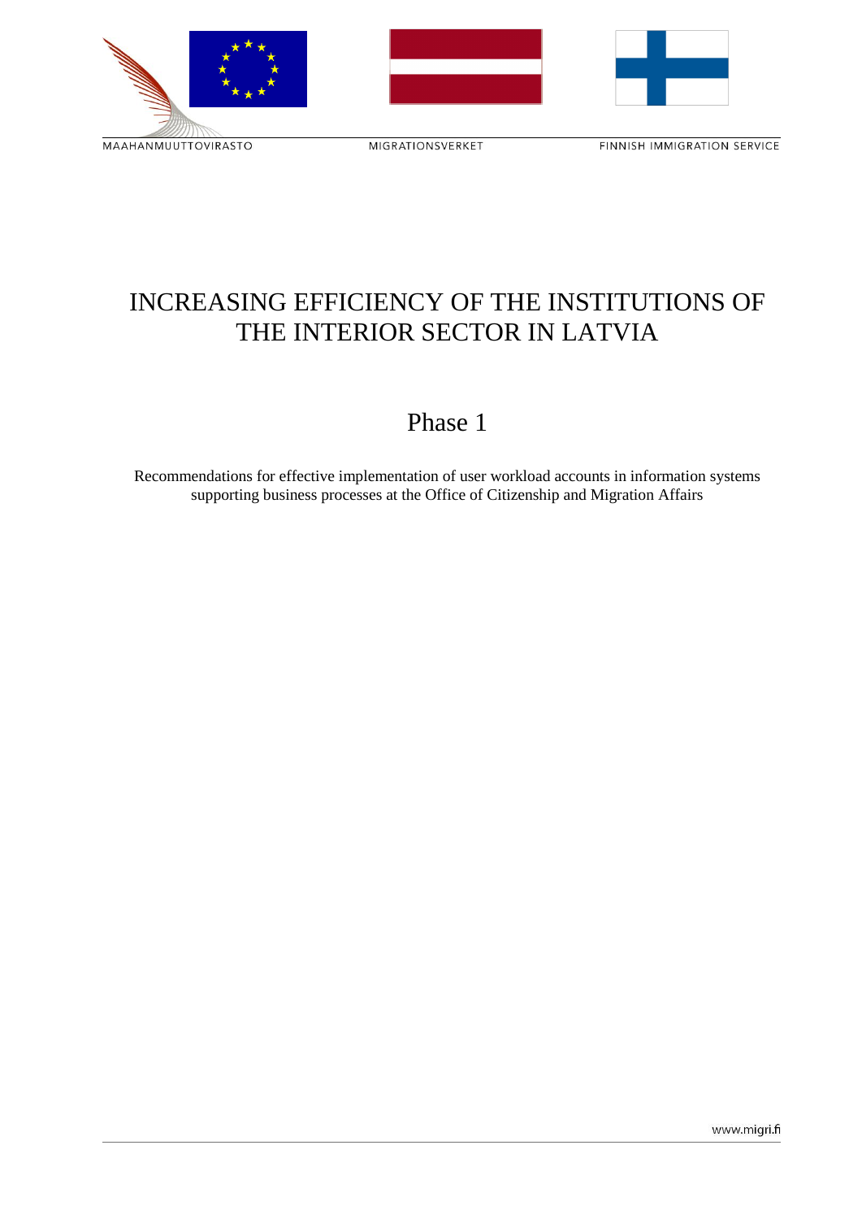MAAHANMUUTTOVIRASTO MIGRATIONSVERKET FINNISH IMMIGRATION SERVICE

# INCREASING EFFICIENCY OF THE INSTITUTIONS OF THE INTERIOR SECTOR IN LATVIA

## Phase 1

Recommendations for effective implementation of user workload accounts in information systems supporting business processes at the Office of Citizenship and Migration Affairs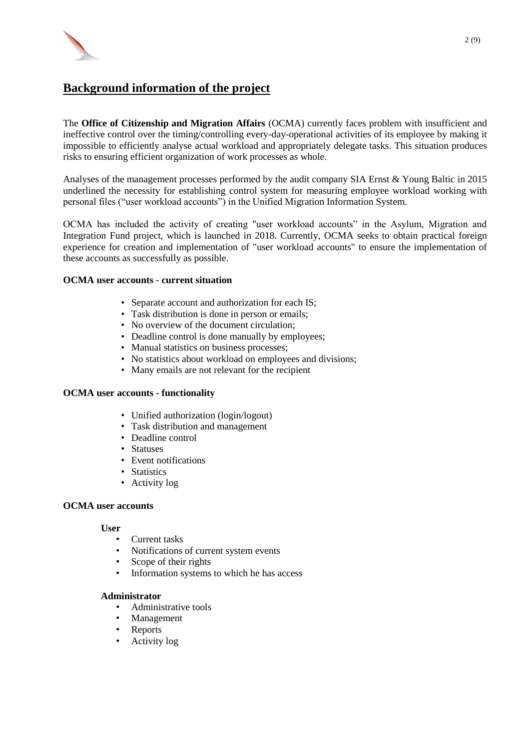# Background information of the project

The **Office of Citizenship and Migration Affairs** (OCMA) currently faces problem with insufficient and ineffective control over the timing/controlling every-day-operational activities of its employee by making it impossible to efficiently analyse actual workload and appropriately delegate tasks. This situation produces risks to ensuring efficient organization of work processes as whole.

Analyses of the management processes performed by the audit company SIA Ernst & Young Baltic in 2015 underlined the necessity for establishing control system for measuring employee workload working with personal files ("user workload accounts") in the Unified Migration Information System.

OCMA has included the activity of creating "user workload accounts" in the Asylum, Migration and Integration Fund project, which is launched in 2018. Currently, OCMA seeks to obtain practical foreign experience for creation and implementation of "user workload accounts" to ensure the implementation of these accounts as successfully as possible.

**OCMA user accounts - current situation**

- Separate account and authorization for each IS;
- Task distribution is done in person or emails;
- No overview of the document circulation;
- Deadline control is done manually by employees;
- Manual statistics on business processes;
- No statistics about workload on employees and divisions;
- Many emails are not relevant for the recipient

**OCMA user accounts - functionality**

- Unified authorization (login/logout)
- Task distribution and management
- Deadline control
- Statuses
- Event notifications
- Statistics
- Activity log

**OCMA user accounts**

**User**

- Current tasks
- Notifications of current system events
- Scope of their rights
- Information systems to which he has access

**Administrator**

- Administrative tools
- Management
- Reports
- Activity log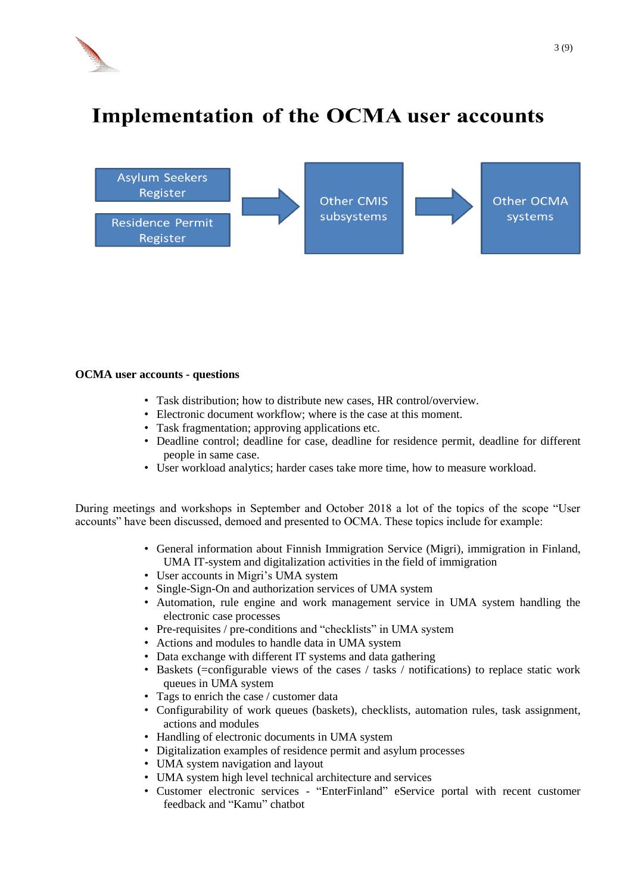# Implementation of the OCMA user accounts

Asylum Seekers Register

Residence Permit Register

Other CMIS subsystems

Other OCMA systems

**OCMA user accounts - questions**

- Task distribution; how to distribute new cases, HR control/overview.
- Electronic document workflow; where is the case at this moment.
- Task fragmentation; approving applications etc.
- Deadline control; deadline for case, deadline for residence permit, deadline for different people in same case.
- User workload analytics; harder cases take more time, how to measure workload.

During meetings and workshops in September and October 2018 a lot of the topics of the scope "User accounts" have been discussed, demoed and presented to OCMA. These topics include for example:

- General information about Finnish Immigration Service (Migri), immigration in Finland, UMA IT-system and digitalization activities in the field of immigration
- User accounts in Migri's UMA system
- Single-Sign-On and authorization services of UMA system
- Automation, rule engine and work management service in UMA system handling the electronic case processes
- Pre-requisites / pre-conditions and "checklists" in UMA system
- Actions and modules to handle data in UMA system
- Data exchange with different IT systems and data gathering
- Baskets (=configurable views of the cases / tasks / notifications) to replace static work queues in UMA system
- Tags to enrich the case / customer data
- Configurability of work queues (baskets), checklists, automation rules, task assignment, actions and modules
- Handling of electronic documents in UMA system
- Digitalization examples of residence permit and asylum processes
- UMA system navigation and layout
- UMA system high level technical architecture and services
- Customer electronic services - "EnterFinland" eService portal with recent customer feedback and "Kamu" chatbot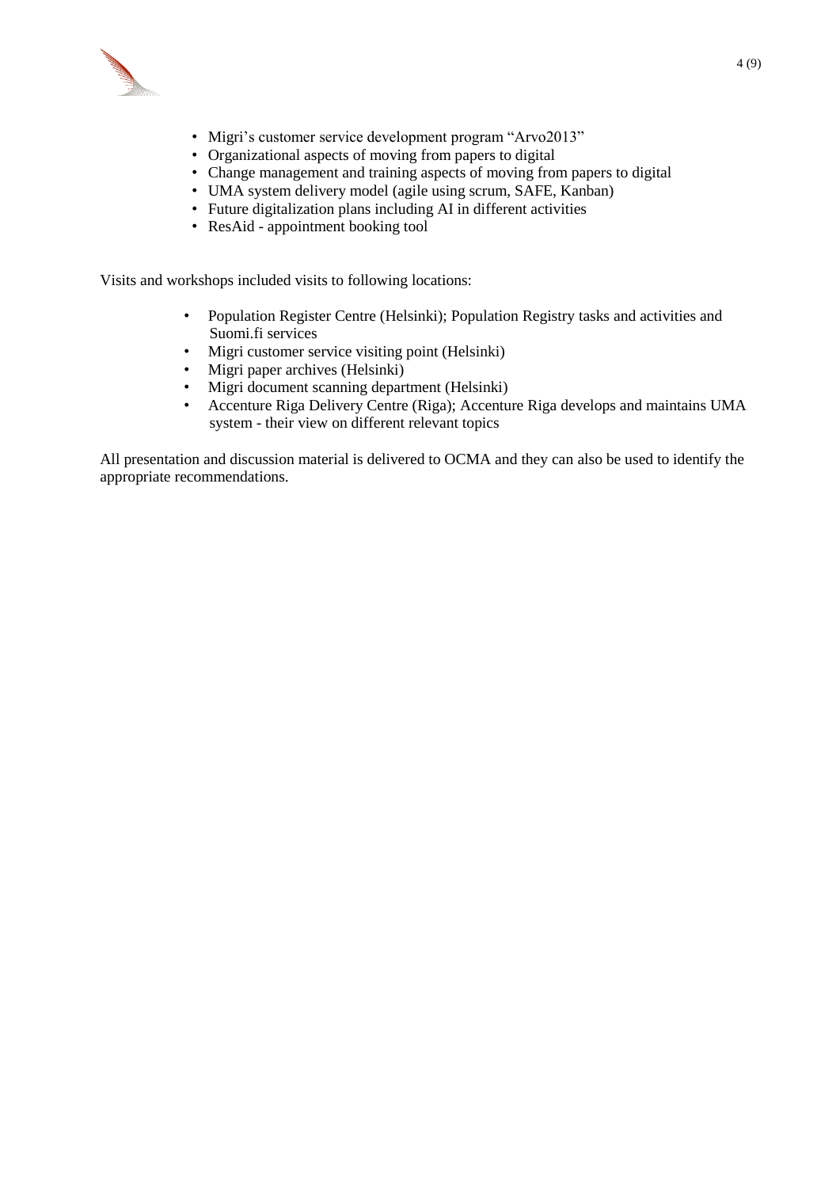- Migri's customer service development program "Arvo2013"
- Organizational aspects of moving from papers to digital
- Change management and training aspects of moving from papers to digital
- UMA system delivery model (agile using scrum, SAFE, Kanban)
- Future digitalization plans including AI in different activities
- ResAid - appointment booking tool

Visits and workshops included visits to following locations:

- Population Register Centre (Helsinki); Population Registry tasks and activities and Suomi.fi services
- Migri customer service visiting point (Helsinki)
- Migri paper archives (Helsinki)
- Migri document scanning department (Helsinki)
- Accenture Riga Delivery Centre (Riga); Accenture Riga develops and maintains UMA system - their view on different relevant topics

All presentation and discussion material is delivered to OCMA and they can also be used to identify the appropriate recommendations.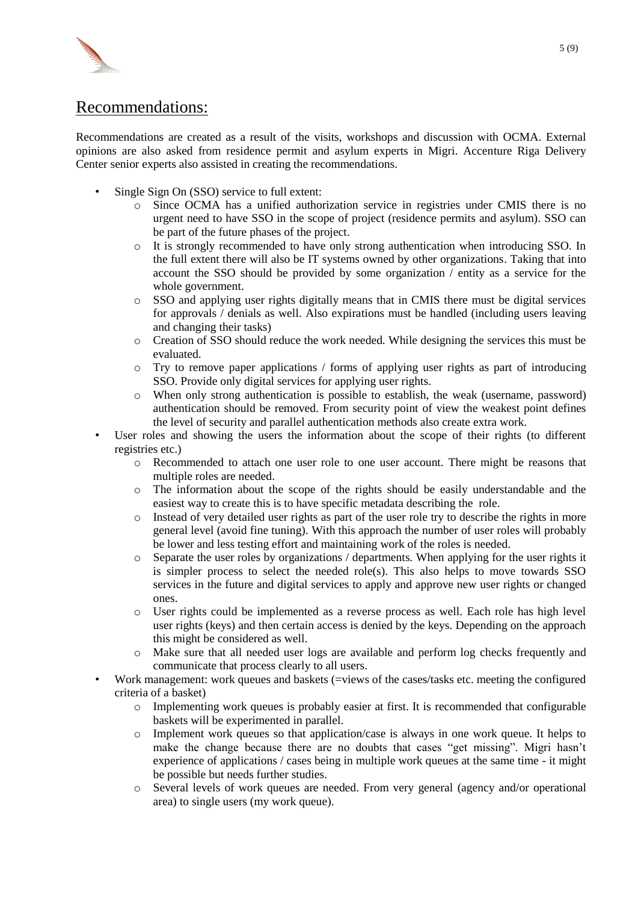# Recommendations:

Recommendations are created as a result of the visits, workshops and discussion with OCMA. External opinions are also asked from residence permit and asylum experts in Migri. Accenture Riga Delivery Center senior experts also assisted in creating the recommendations.

- Single Sign On (SSO) service to full extent:
  - Since OCMA has a unified authorization service in registries under CMIS there is no urgent need to have SSO in the scope of project (residence permits and asylum). SSO can be part of the future phases of the project.
  - It is strongly recommended to have only strong authentication when introducing SSO. In the full extent there will also be IT systems owned by other organizations. Taking that into account the SSO should be provided by some organization / entity as a service for the whole government.
  - SSO and applying user rights digitally means that in CMIS there must be digital services for approvals / denials as well. Also expirations must be handled (including users leaving and changing their tasks)
  - Creation of SSO should reduce the work needed. While designing the services this must be evaluated.
  - Try to remove paper applications / forms of applying user rights as part of introducing SSO. Provide only digital services for applying user rights.
  - When only strong authentication is possible to establish, the weak (username, password) authentication should be removed. From security point of view the weakest point defines the level of security and parallel authentication methods also create extra work.
- User roles and showing the users the information about the scope of their rights (to different registries etc.)
  - Recommended to attach one user role to one user account. There might be reasons that multiple roles are needed.
  - The information about the scope of the rights should be easily understandable and the easiest way to create this is to have specific metadata describing the role.
  - Instead of very detailed user rights as part of the user role try to describe the rights in more general level (avoid fine tuning). With this approach the number of user roles will probably be lower and less testing effort and maintaining work of the roles is needed.
  - Separate the user roles by organizations / departments. When applying for the user rights it is simpler process to select the needed role(s). This also helps to move towards SSO services in the future and digital services to apply and approve new user rights or changed ones.
  - User rights could be implemented as a reverse process as well. Each role has high level user rights (keys) and then certain access is denied by the keys. Depending on the approach this might be considered as well.
  - Make sure that all needed user logs are available and perform log checks frequently and communicate that process clearly to all users.
- Work management: work queues and baskets (=views of the cases/tasks etc. meeting the configured criteria of a basket)
  - Implementing work queues is probably easier at first. It is recommended that configurable baskets will be experimented in parallel.
  - Implement work queues so that application/case is always in one work queue. It helps to make the change because there are no doubts that cases "get missing". Migri hasn't experience of applications / cases being in multiple work queues at the same time - it might be possible but needs further studies.
  - Several levels of work queues are needed. From very general (agency and/or operational area) to single users (my work queue).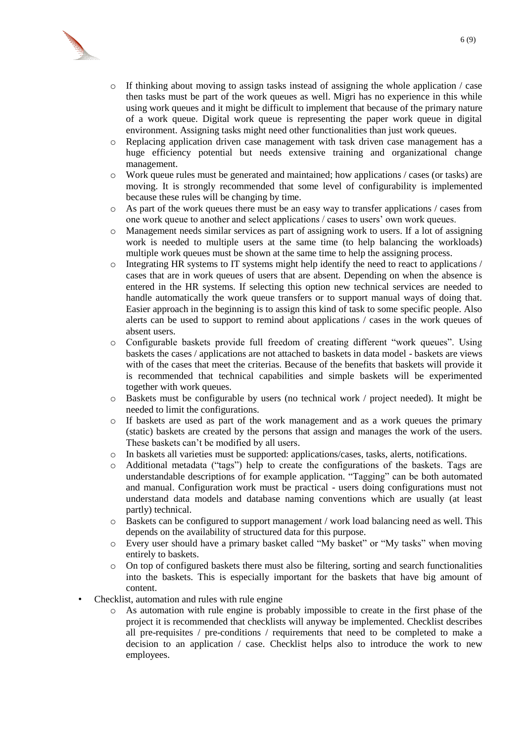- If thinking about moving to assign tasks instead of assigning the whole application / case then tasks must be part of the work queues as well. Migri has no experience in this while using work queues and it might be difficult to implement that because of the primary nature of a work queue. Digital work queue is representing the paper work queue in digital environment. Assigning tasks might need other functionalities than just work queues.
  - Replacing application driven case management with task driven case management has a huge efficiency potential but needs extensive training and organizational change management.
  - Work queue rules must be generated and maintained; how applications / cases (or tasks) are moving. It is strongly recommended that some level of configurability is implemented because these rules will be changing by time.
  - As part of the work queues there must be an easy way to transfer applications / cases from one work queue to another and select applications / cases to users' own work queues.
  - Management needs similar services as part of assigning work to users. If a lot of assigning work is needed to multiple users at the same time (to help balancing the workloads) multiple work queues must be shown at the same time to help the assigning process.
  - Integrating HR systems to IT systems might help identify the need to react to applications / cases that are in work queues of users that are absent. Depending on when the absence is entered in the HR systems. If selecting this option new technical services are needed to handle automatically the work queue transfers or to support manual ways of doing that. Easier approach in the beginning is to assign this kind of task to some specific people. Also alerts can be used to support to remind about applications / cases in the work queues of absent users.
  - Configurable baskets provide full freedom of creating different "work queues". Using baskets the cases / applications are not attached to baskets in data model - baskets are views with of the cases that meet the criterias. Because of the benefits that baskets will provide it is recommended that technical capabilities and simple baskets will be experimented together with work queues.
  - Baskets must be configurable by users (no technical work / project needed). It might be needed to limit the configurations.
  - If baskets are used as part of the work management and as a work queues the primary (static) baskets are created by the persons that assign and manages the work of the users. These baskets can't be modified by all users.
  - In baskets all varieties must be supported: applications/cases, tasks, alerts, notifications.
  - Additional metadata ("tags") help to create the configurations of the baskets. Tags are understandable descriptions of for example application. "Tagging" can be both automated and manual. Configuration work must be practical - users doing configurations must not understand data models and database naming conventions which are usually (at least partly) technical.
  - Baskets can be configured to support management / work load balancing need as well. This depends on the availability of structured data for this purpose.
  - Every user should have a primary basket called "My basket" or "My tasks" when moving entirely to baskets.
  - On top of configured baskets there must also be filtering, sorting and search functionalities into the baskets. This is especially important for the baskets that have big amount of content.
- Checklist, automation and rules with rule engine
  - As automation with rule engine is probably impossible to create in the first phase of the project it is recommended that checklists will anyway be implemented. Checklist describes all pre-requisites / pre-conditions / requirements that need to be completed to make a decision to an application / case. Checklist helps also to introduce the work to new employees.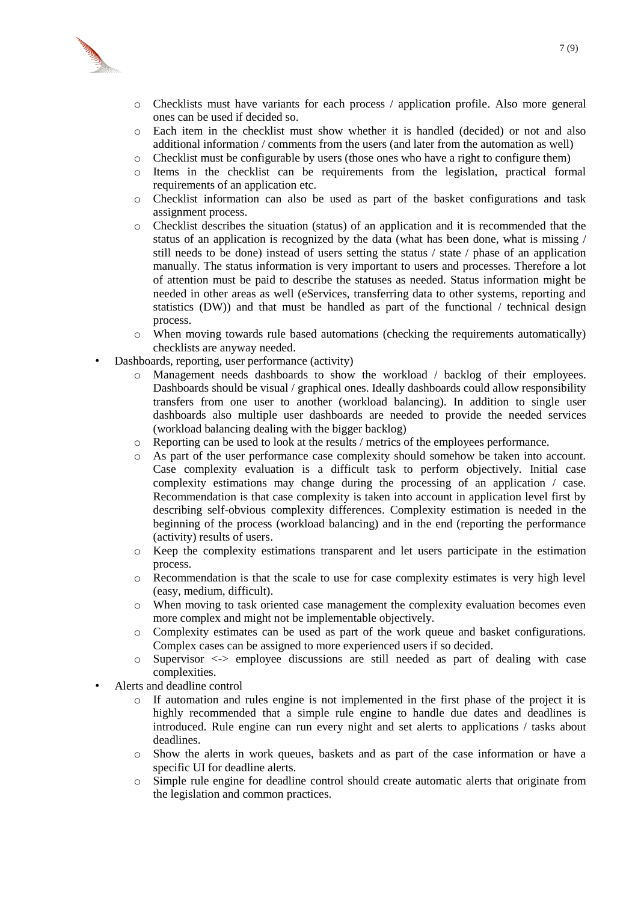- Checklists must have variants for each process / application profile. Also more general ones can be used if decided so.
  - Each item in the checklist must show whether it is handled (decided) or not and also additional information / comments from the users (and later from the automation as well)
  - Checklist must be configurable by users (those ones who have a right to configure them)
  - Items in the checklist can be requirements from the legislation, practical formal requirements of an application etc.
  - Checklist information can also be used as part of the basket configurations and task assignment process.
  - Checklist describes the situation (status) of an application and it is recommended that the status of an application is recognized by the data (what has been done, what is missing / still needs to be done) instead of users setting the status / state / phase of an application manually. The status information is very important to users and processes. Therefore a lot of attention must be paid to describe the statuses as needed. Status information might be needed in other areas as well (eServices, transferring data to other systems, reporting and statistics (DW)) and that must be handled as part of the functional / technical design process.
  - When moving towards rule based automations (checking the requirements automatically) checklists are anyway needed.
- Dashboards, reporting, user performance (activity)
  - Management needs dashboards to show the workload / backlog of their employees. Dashboards should be visual / graphical ones. Ideally dashboards could allow responsibility transfers from one user to another (workload balancing). In addition to single user dashboards also multiple user dashboards are needed to provide the needed services (workload balancing dealing with the bigger backlog)
  - Reporting can be used to look at the results / metrics of the employees performance.
  - As part of the user performance case complexity should somehow be taken into account. Case complexity evaluation is a difficult task to perform objectively. Initial case complexity estimations may change during the processing of an application / case. Recommendation is that case complexity is taken into account in application level first by describing self-obvious complexity differences. Complexity estimation is needed in the beginning of the process (workload balancing) and in the end (reporting the performance (activity) results of users.
  - Keep the complexity estimations transparent and let users participate in the estimation process.
  - Recommendation is that the scale to use for case complexity estimates is very high level (easy, medium, difficult).
  - When moving to task oriented case management the complexity evaluation becomes even more complex and might not be implementable objectively.
  - Complexity estimates can be used as part of the work queue and basket configurations. Complex cases can be assigned to more experienced users if so decided.
  - Supervisor <-> employee discussions are still needed as part of dealing with case complexities.
- Alerts and deadline control
  - If automation and rules engine is not implemented in the first phase of the project it is highly recommended that a simple rule engine to handle due dates and deadlines is introduced. Rule engine can run every night and set alerts to applications / tasks about deadlines.
  - Show the alerts in work queues, baskets and as part of the case information or have a specific UI for deadline alerts.
  - Simple rule engine for deadline control should create automatic alerts that originate from the legislation and common practices.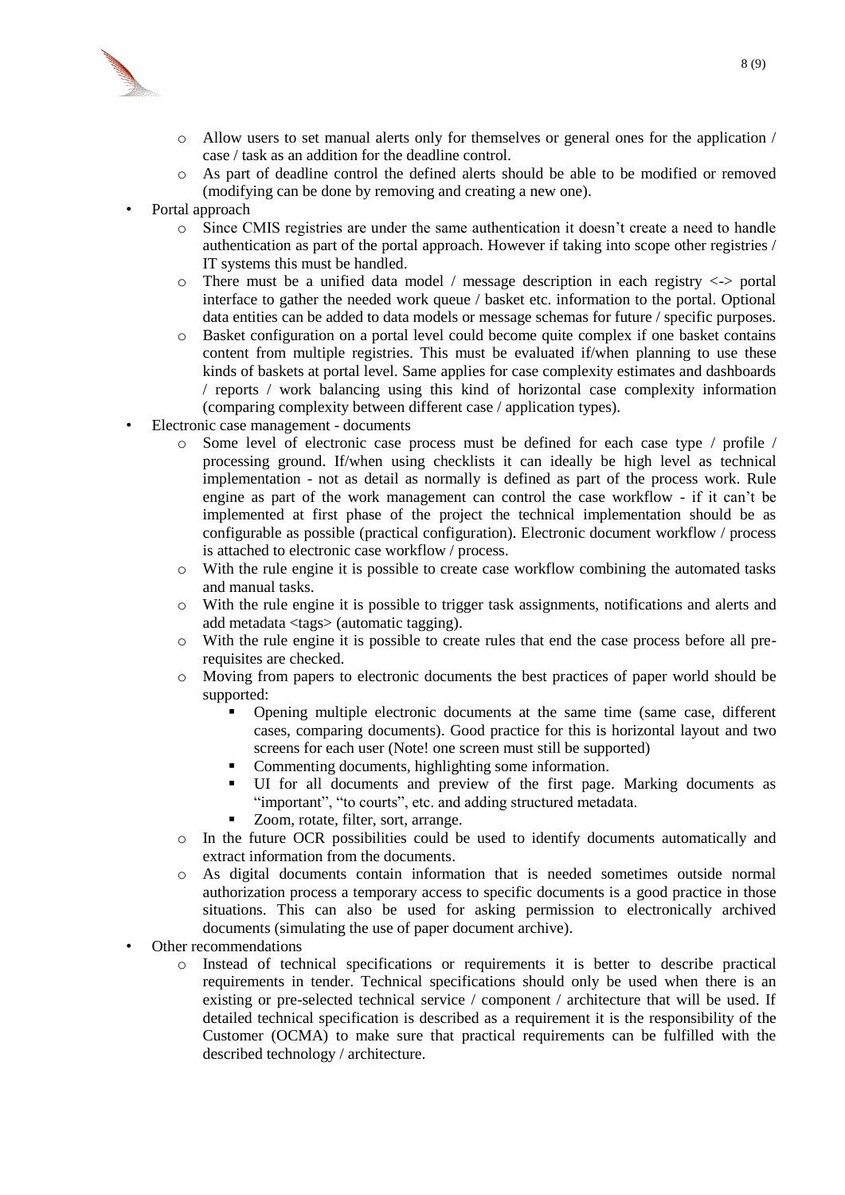- Allow users to set manual alerts only for themselves or general ones for the application / case / task as an addition for the deadline control.
  - As part of deadline control the defined alerts should be able to be modified or removed (modifying can be done by removing and creating a new one).
- Portal approach
  - Since CMIS registries are under the same authentication it doesn't create a need to handle authentication as part of the portal approach. However if taking into scope other registries / IT systems this must be handled.
  - There must be a unified data model / message description in each registry <-> portal interface to gather the needed work queue / basket etc. information to the portal. Optional data entities can be added to data models or message schemas for future / specific purposes.
  - Basket configuration on a portal level could become quite complex if one basket contains content from multiple registries. This must be evaluated if/when planning to use these kinds of baskets at portal level. Same applies for case complexity estimates and dashboards / reports / work balancing using this kind of horizontal case complexity information (comparing complexity between different case / application types).
- Electronic case management - documents
  - Some level of electronic case process must be defined for each case type / profile / processing ground. If/when using checklists it can ideally be high level as technical implementation - not as detail as normally is defined as part of the process work. Rule engine as part of the work management can control the case workflow - if it can't be implemented at first phase of the project the technical implementation should be as configurable as possible (practical configuration). Electronic document workflow / process is attached to electronic case workflow / process.
  - With the rule engine it is possible to create case workflow combining the automated tasks and manual tasks.
  - With the rule engine it is possible to trigger task assignments, notifications and alerts and add metadata <tags> (automatic tagging).
  - With the rule engine it is possible to create rules that end the case process before all pre-requisites are checked.
  - Moving from papers to electronic documents the best practices of paper world should be supported:
    - Opening multiple electronic documents at the same time (same case, different cases, comparing documents). Good practice for this is horizontal layout and two screens for each user (Note! one screen must still be supported)
    - Commenting documents, highlighting some information.
    - UI for all documents and preview of the first page. Marking documents as "important", "to courts", etc. and adding structured metadata.
    - Zoom, rotate, filter, sort, arrange.
  - In the future OCR possibilities could be used to identify documents automatically and extract information from the documents.
  - As digital documents contain information that is needed sometimes outside normal authorization process a temporary access to specific documents is a good practice in those situations. This can also be used for asking permission to electronically archived documents (simulating the use of paper document archive).
- Other recommendations
  - Instead of technical specifications or requirements it is better to describe practical requirements in tender. Technical specifications should only be used when there is an existing or pre-selected technical service / component / architecture that will be used. If detailed technical specification is described as a requirement it is the responsibility of the Customer (OCMA) to make sure that practical requirements can be fulfilled with the described technology / architecture.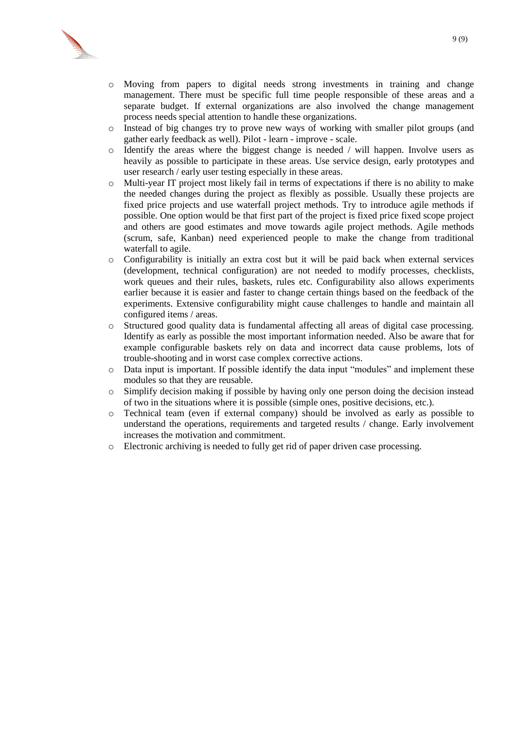- Moving from papers to digital needs strong investments in training and change management. There must be specific full time people responsible of these areas and a separate budget. If external organizations are also involved the change management process needs special attention to handle these organizations.
- Instead of big changes try to prove new ways of working with smaller pilot groups (and gather early feedback as well). Pilot - learn - improve - scale.
- Identify the areas where the biggest change is needed / will happen. Involve users as heavily as possible to participate in these areas. Use service design, early prototypes and user research / early user testing especially in these areas.
- Multi-year IT project most likely fail in terms of expectations if there is no ability to make the needed changes during the project as flexibly as possible. Usually these projects are fixed price projects and use waterfall project methods. Try to introduce agile methods if possible. One option would be that first part of the project is fixed price fixed scope project and others are good estimates and move towards agile project methods. Agile methods (scrum, safe, Kanban) need experienced people to make the change from traditional waterfall to agile.
- Configurability is initially an extra cost but it will be paid back when external services (development, technical configuration) are not needed to modify processes, checklists, work queues and their rules, baskets, rules etc. Configurability also allows experiments earlier because it is easier and faster to change certain things based on the feedback of the experiments. Extensive configurability might cause challenges to handle and maintain all configured items / areas.
- Structured good quality data is fundamental affecting all areas of digital case processing. Identify as early as possible the most important information needed. Also be aware that for example configurable baskets rely on data and incorrect data cause problems, lots of trouble-shooting and in worst case complex corrective actions.
- Data input is important. If possible identify the data input "modules" and implement these modules so that they are reusable.
- Simplify decision making if possible by having only one person doing the decision instead of two in the situations where it is possible (simple ones, positive decisions, etc.).
- Technical team (even if external company) should be involved as early as possible to understand the operations, requirements and targeted results / change. Early involvement increases the motivation and commitment.
- Electronic archiving is needed to fully get rid of paper driven case processing.